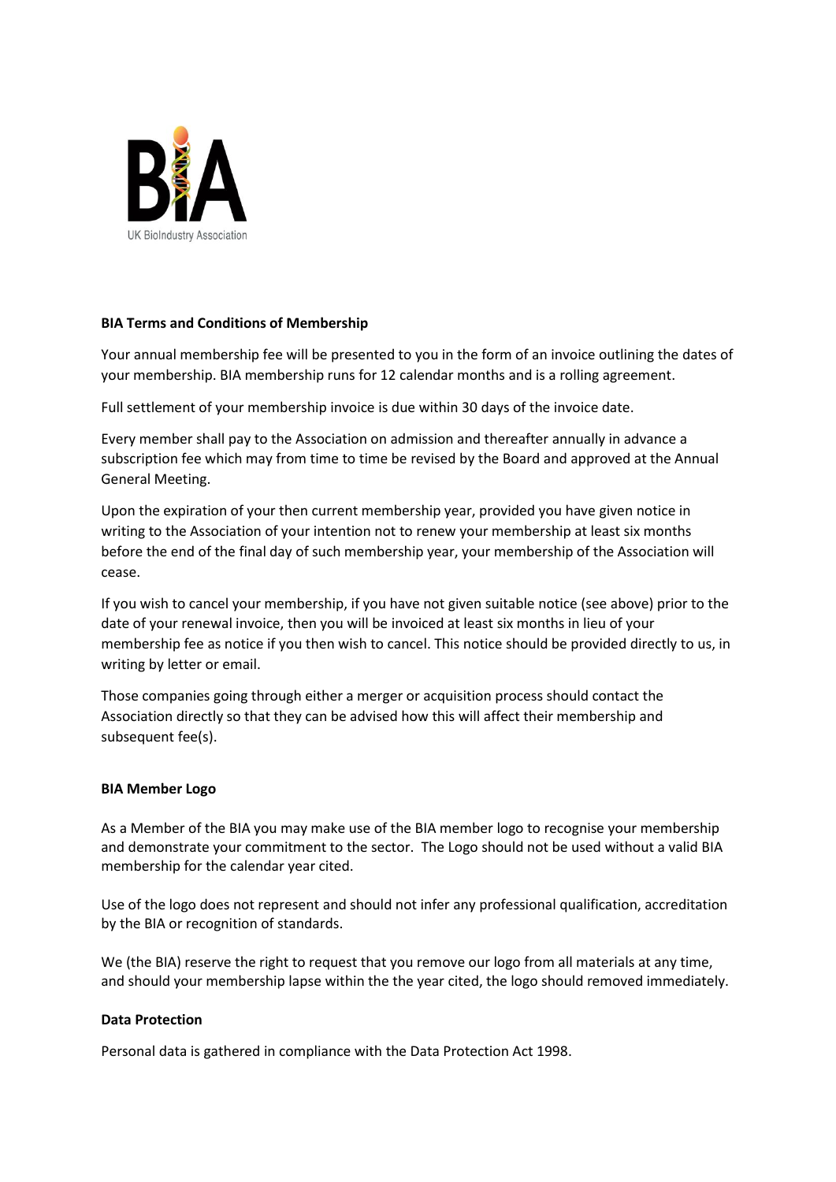**BIA Terms and Conditions of Membership**

Your annual membership fee will be presented to you in the form of an invoice outlining the dates of your membership. BIA membership runs for 12 calendar months and is a rolling agreement.

Full settlement of your membership invoice is due within 30 days of the invoice date.

Every member shall pay to the Association on admission and thereafter annually in advance a subscription fee which may from time to time be revised by the Board and approved at the Annual General Meeting.

Upon the expiration of your then current membership year, provided you have given notice in writing to the Association of your intention not to renew your membership at least six months before the end of the final day of such membership year, your membership of the Association will cease.

If you wish to cancel your membership, if you have not given suitable notice (see above) prior to the date of your renewal invoice, then you will be invoiced at least six months in lieu of your membership fee as notice if you then wish to cancel. This notice should be provided directly to us, in writing by letter or email.

Those companies going through either a merger or acquisition process should contact the Association directly so that they can be advised how this will affect their membership and subsequent fee(s).

**BIA Member Logo**

As a Member of the BIA you may make use of the BIA member logo to recognise your membership and demonstrate your commitment to the sector. The Logo should not be used without a valid BIA membership for the calendar year cited.

Use of the logo does not represent and should not infer any professional qualification, accreditation by the BIA or recognition of standards.

We (the BIA) reserve the right to request that you remove our logo from all materials at any time, and should your membership lapse within the the year cited, the logo should removed immediately.

**Data Protection**

Personal data is gathered in compliance with the Data Protection Act 1998.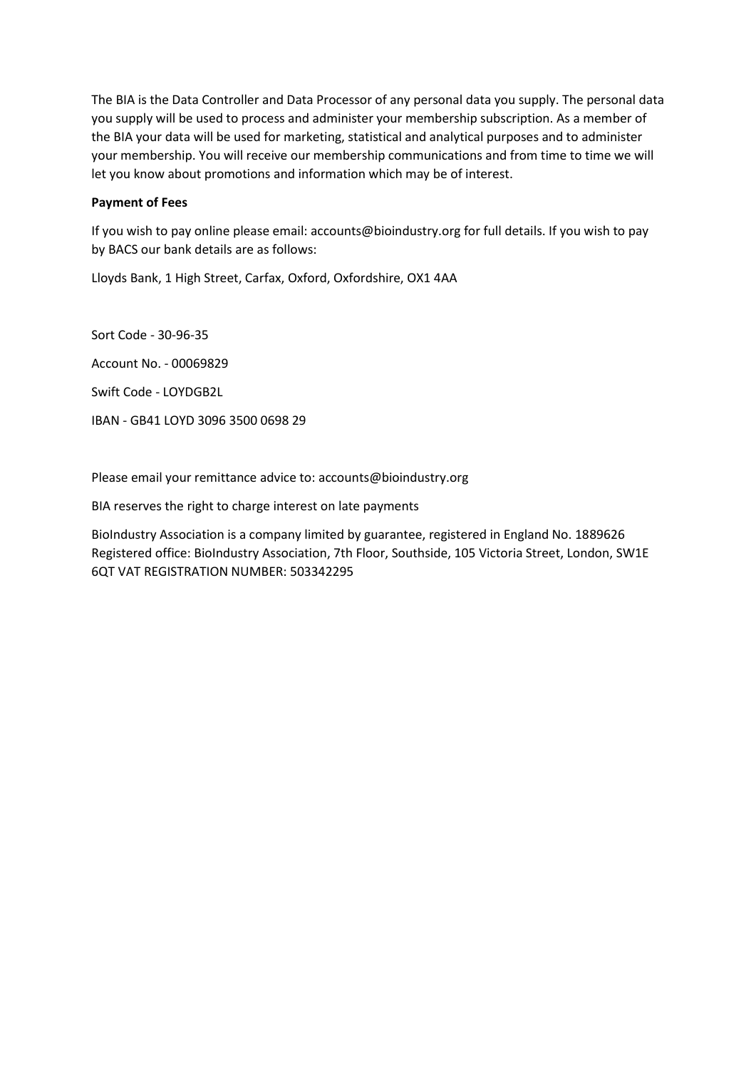The BIA is the Data Controller and Data Processor of any personal data you supply. The personal data you supply will be used to process and administer your membership subscription. As a member of the BIA your data will be used for marketing, statistical and analytical purposes and to administer your membership. You will receive our membership communications and from time to time we will let you know about promotions and information which may be of interest.

**Payment of Fees**

If you wish to pay online please email: accounts@bioindustry.org for full details. If you wish to pay by BACS our bank details are as follows:

Lloyds Bank, 1 High Street, Carfax, Oxford, Oxfordshire, OX1 4AA

Sort Code - 30-96-35

Account No. - 00069829

Swift Code - LOYDGB2L

IBAN - GB41 LOYD 3096 3500 0698 29

Please email your remittance advice to: accounts@bioindustry.org

BIA reserves the right to charge interest on late payments

BioIndustry Association is a company limited by guarantee, registered in England No. 1889626 Registered office: BioIndustry Association, 7th Floor, Southside, 105 Victoria Street, London, SW1E 6QT VAT REGISTRATION NUMBER: 503342295